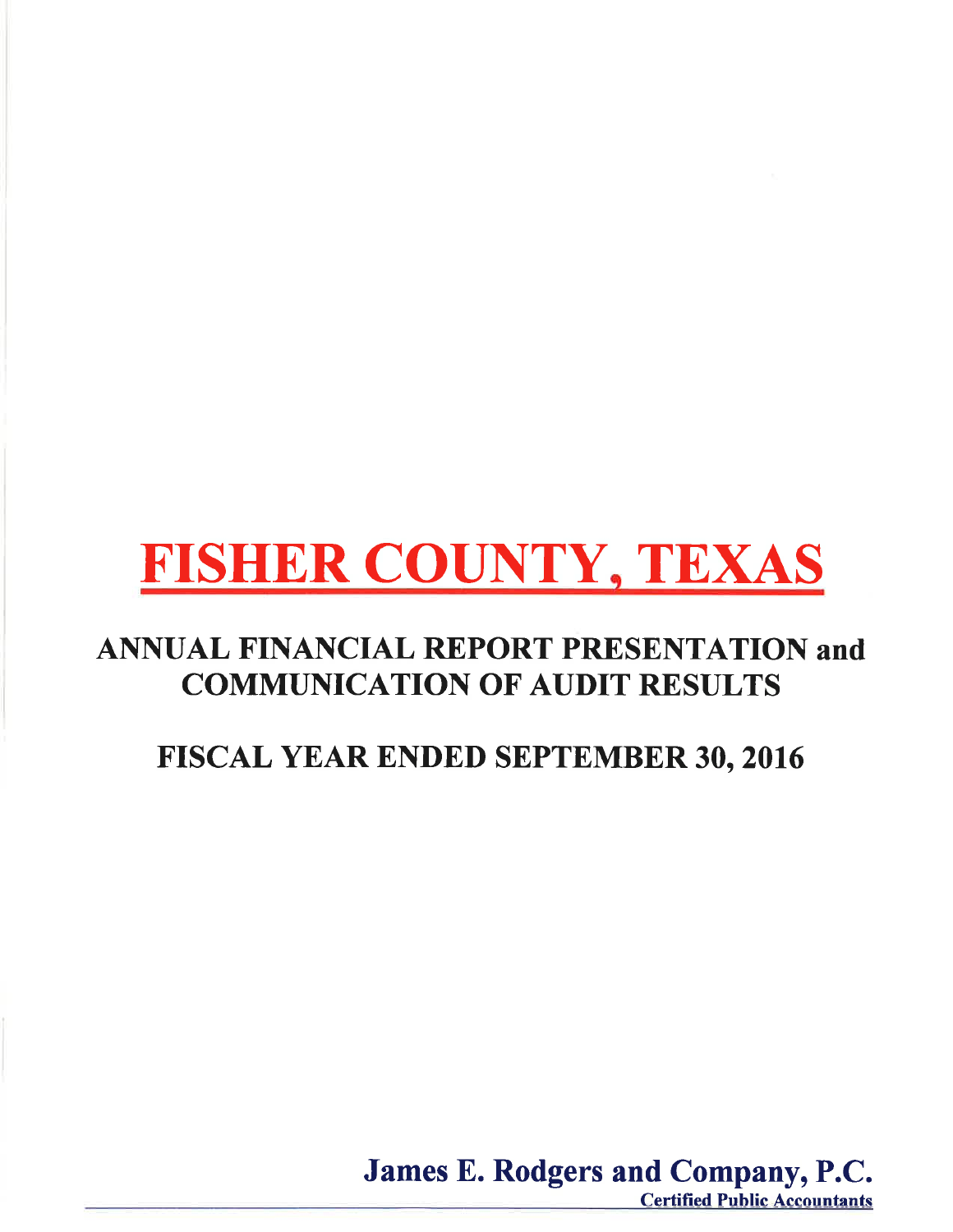# FISHER COUNTY, TEXAS

## ANNUAL FINANCIAL REPORT PRESENTATION and COMMUNICATION OF AUDIT RESULTS

## FISCAL YEAR ENDED SEPTEMBER 30, 2016

**James E. Rodgers and Company, P.C.**
**Certified Public Accountants**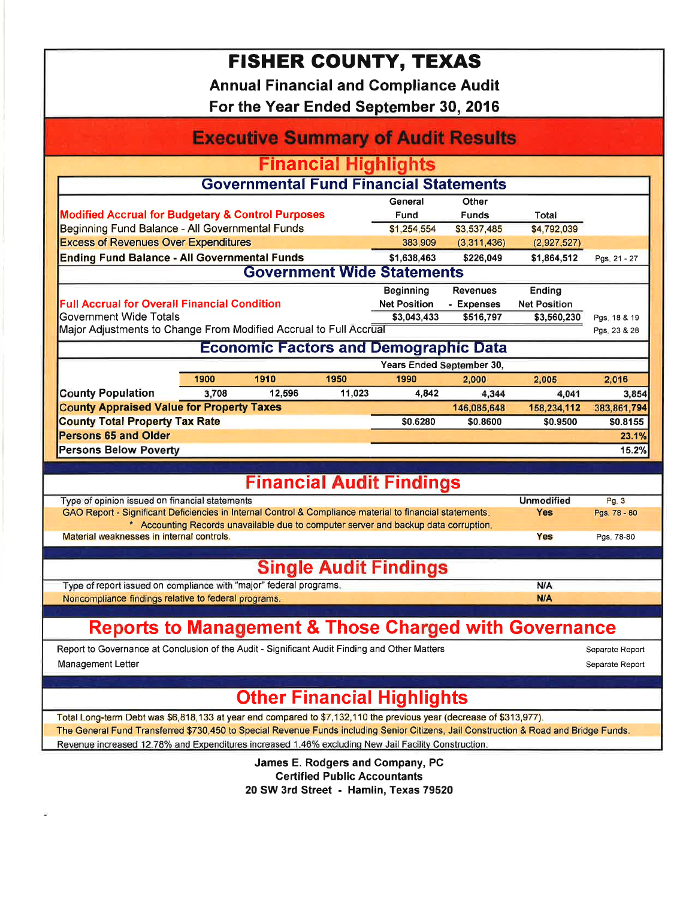# FISHER COUNTY, TEXAS

**Annual Financial and Compliance Audit**

**For the Year Ended September 30, 2016**

## Executive Summary of Audit Results

## Financial Highlights

### Governmental Fund Financial Statements

| Modified Accrual for Budgetary & Control Purposes | General Fund | Other Funds | Total | |
|---|---|---|---|---|
| Beginning Fund Balance - All Governmental Funds | $1,254,554 | $3,537,485 | $4,792,039 | |
| Excess of Revenues Over Expenditures | 383,909 | (3,311,436) | (2,927,527) | |
| **Ending Fund Balance - All Governmental Funds** | **$1,638,463** | **$226,049** | **$1,864,512** | Pgs. 21 - 27 |

### Government Wide Statements

| Full Accrual for Overall Financial Condition | Beginning Net Position | Revenues - Expenses | Ending Net Position | |
|---|---|---|---|---|
| Government Wide Totals | $3,043,433 | $516,797 | $3,560,230 | Pgs. 18 & 19 |
| Major Adjustments to Change From Modified Accrual to Full Accrual | | | | Pgs. 23 & 28 |

### Economic Factors and Demographic Data

| | 1900 | 1910 | 1950 | 1990 | 2,000 | 2,005 | 2,016 |
|---|---|---|---|---|---|---|---|
| | | | | Years Ended September 30, | | | |
| **County Population** | 3,708 | 12,596 | 11,023 | 4,842 | 4,344 | 4,041 | 3,854 |
| **County Appraised Value for Property Taxes** | | | | | 146,085,648 | 158,234,112 | 383,861,794 |
| **County Total Property Tax Rate** | | | | $0.6280 | $0.8600 | $0.9500 | $0.8155 |
| **Persons 65 and Older** | | | | | | | 23.1% |
| **Persons Below Poverty** | | | | | | | 15.2% |

## Financial Audit Findings

| | | |
|---|---|---|
| Type of opinion issued on financial statements | Unmodified | Pg. 3 |
| GAO Report - Significant Deficiencies in Internal Control & Compliance material to financial statements.<br>* Accounting Records unavailable due to computer server and backup data corruption. | Yes | Pgs. 78 - 80 |
| Material weaknesses in internal controls. | Yes | Pgs. 78-80 |

## Single Audit Findings

| | |
|---|---|
| Type of report issued on compliance with "major" federal programs. | N/A |
| Noncompliance findings relative to federal programs. | N/A |

## Reports to Management & Those Charged with Governance

| | |
|---|---|
| Report to Governance at Conclusion of the Audit - Significant Audit Finding and Other Matters | Separate Report |
| Management Letter | Separate Report |

## Other Financial Highlights

Total Long-term Debt was $6,818,133 at year end compared to $7,132,110 the previous year (decrease of $313,977).

The General Fund Transferred $730,450 to Special Revenue Funds including Senior Citizens, Jail Construction & Road and Bridge Funds.

Revenue increased 12.78% and Expenditures increased 1.46% excluding New Jail Facility Construction.

**James E. Rodgers and Company, PC**
**Certified Public Accountants**
**20 SW 3rd Street - Hamlin, Texas 79520**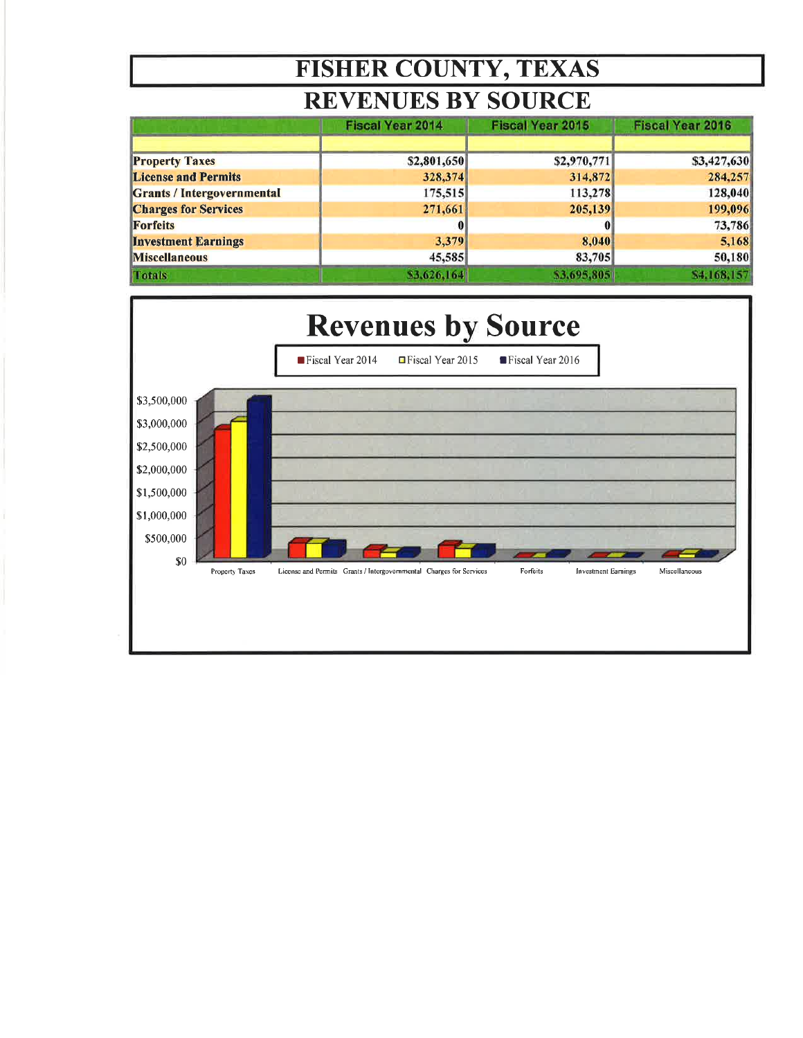# FISHER COUNTY, TEXAS

## REVENUES BY SOURCE

| | Fiscal Year 2014 | Fiscal Year 2015 | Fiscal Year 2016 |
|---|---|---|---|
| | | | |
| **Property Taxes** | $2,801,650 | $2,970,771 | $3,427,630 |
| **License and Permits** | 328,374 | 314,872 | 284,257 |
| **Grants / Intergovernmental** | 175,515 | 113,278 | 128,040 |
| **Charges for Services** | 271,661 | 205,139 | 199,096 |
| **Forfeits** | 0 | 0 | 73,786 |
| **Investment Earnings** | 3,379 | 8,040 | 5,168 |
| **Miscellaneous** | 45,585 | 83,705 | 50,180 |
| **Totals** | $3,626,164 | $3,695,805 | $4,168,157 |

## Revenues by Source

Fiscal Year 2014 | Fiscal Year 2015 | Fiscal Year 2016

$3,500,000
$3,000,000
$2,500,000
$2,000,000
$1,500,000
$1,000,000
$500,000
$0

Property Taxes | License and Permits | Grants / Intergovernmental | Charges for Services | Forfeits | Investment Earnings | Miscellaneous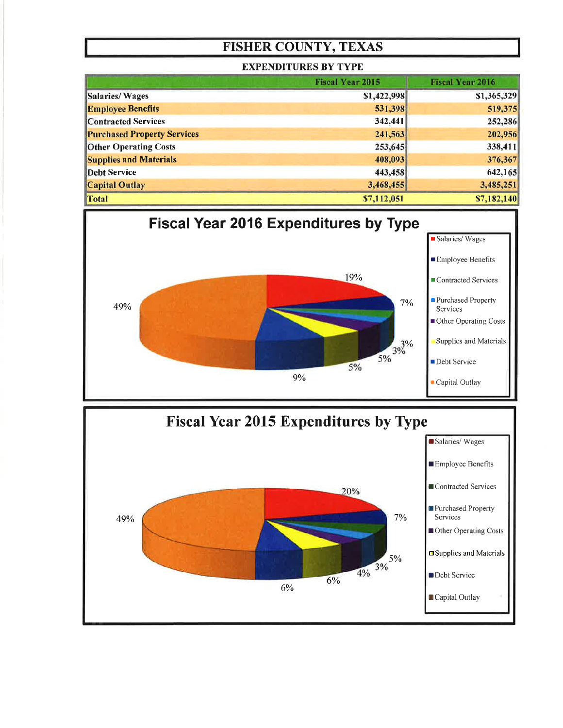# FISHER COUNTY, TEXAS

## EXPENDITURES BY TYPE

| | Fiscal Year 2015 | Fiscal Year 2016 |
|---|---|---|
| Salaries/ Wages | $1,422,998 | $1,365,329 |
| Employee Benefits | 531,398 | 519,375 |
| Contracted Services | 342,441 | 252,286 |
| Purchased Property Services | 241,563 | 202,956 |
| Other Operating Costs | 253,645 | 338,411 |
| Supplies and Materials | 408,093 | 376,367 |
| Debt Service | 443,458 | 642,165 |
| Capital Outlay | 3,468,455 | 3,485,251 |
| **Total** | **$7,112,051** | **$7,182,140** |

## Fiscal Year 2016 Expenditures by Type

- Salaries/ Wages: 19%
- Employee Benefits: 7%
- Contracted Services: 3%
- Purchased Property Services: 3%
- Other Operating Costs: 5%
- Supplies and Materials: 5%
- Debt Service: 9%
- Capital Outlay: 49%

## Fiscal Year 2015 Expenditures by Type

- Salaries/ Wages: 20%
- Employee Benefits: 7%
- Contracted Services: 5%
- Purchased Property Services: 3%
- Other Operating Costs: 4%
- Supplies and Materials: 6%
- Debt Service: 6%
- Capital Outlay: 49%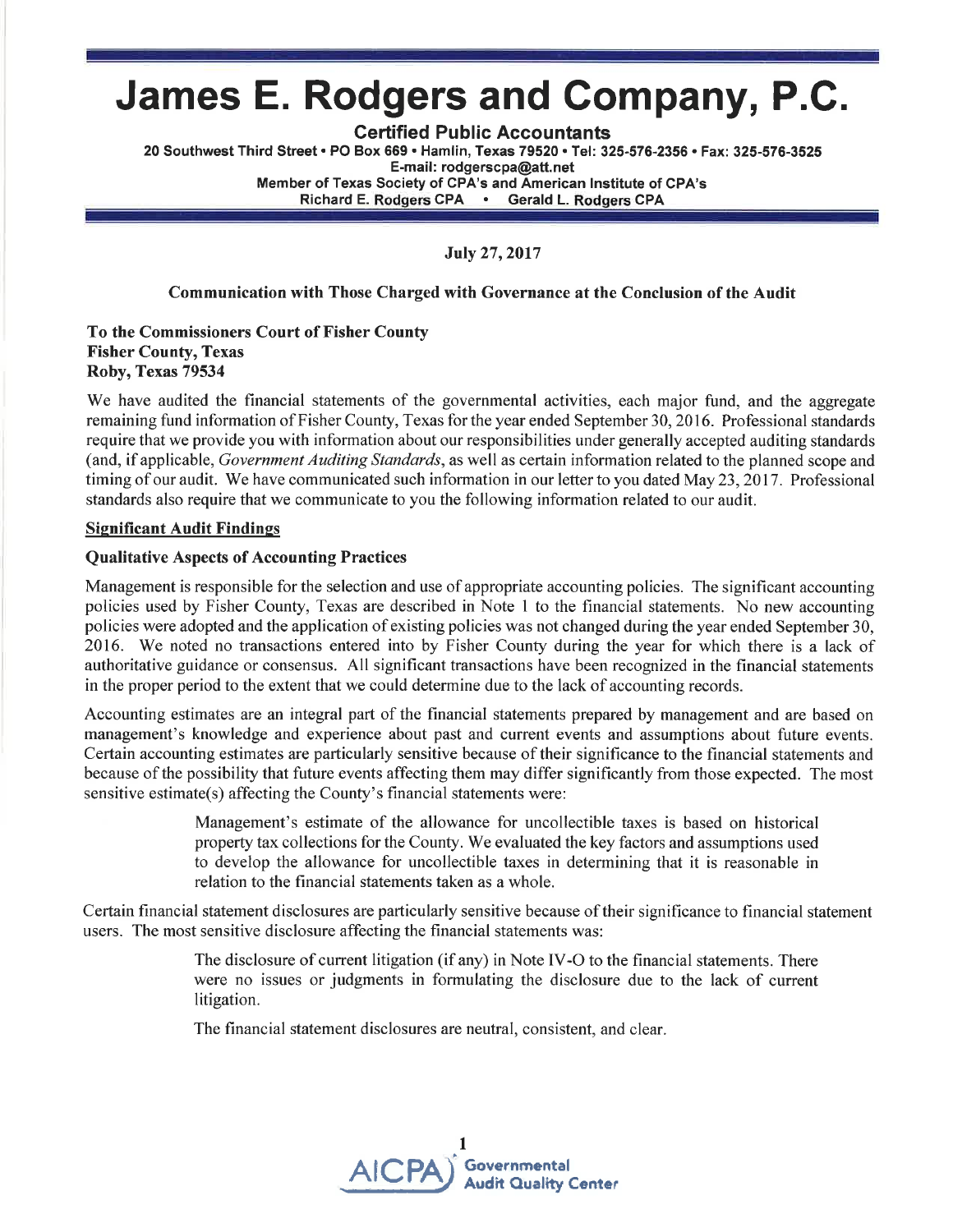# James E. Rodgers and Company, P.C.

**Certified Public Accountants**

**20 Southwest Third Street • PO Box 669 • Hamlin, Texas 79520 • Tel: 325-576-2356 • Fax: 325-576-3525**
**E-mail: rodgerscpa@att.net**
**Member of Texas Society of CPA's and American Institute of CPA's**
**Richard E. Rodgers CPA • Gerald L. Rodgers CPA**

**July 27, 2017**

**Communication with Those Charged with Governance at the Conclusion of the Audit**

**To the Commissioners Court of Fisher County**
**Fisher County, Texas**
**Roby, Texas 79534**

We have audited the financial statements of the governmental activities, each major fund, and the aggregate remaining fund information of Fisher County, Texas for the year ended September 30, 2016. Professional standards require that we provide you with information about our responsibilities under generally accepted auditing standards (and, if applicable, *Government Auditing Standards*, as well as certain information related to the planned scope and timing of our audit. We have communicated such information in our letter to you dated May 23, 2017. Professional standards also require that we communicate to you the following information related to our audit.

**Significant Audit Findings**

**Qualitative Aspects of Accounting Practices**

Management is responsible for the selection and use of appropriate accounting policies. The significant accounting policies used by Fisher County, Texas are described in Note 1 to the financial statements. No new accounting policies were adopted and the application of existing policies was not changed during the year ended September 30, 2016. We noted no transactions entered into by Fisher County during the year for which there is a lack of authoritative guidance or consensus. All significant transactions have been recognized in the financial statements in the proper period to the extent that we could determine due to the lack of accounting records.

Accounting estimates are an integral part of the financial statements prepared by management and are based on management's knowledge and experience about past and current events and assumptions about future events. Certain accounting estimates are particularly sensitive because of their significance to the financial statements and because of the possibility that future events affecting them may differ significantly from those expected. The most sensitive estimate(s) affecting the County's financial statements were:

> Management's estimate of the allowance for uncollectible taxes is based on historical property tax collections for the County. We evaluated the key factors and assumptions used to develop the allowance for uncollectible taxes in determining that it is reasonable in relation to the financial statements taken as a whole.

Certain financial statement disclosures are particularly sensitive because of their significance to financial statement users. The most sensitive disclosure affecting the financial statements was:

> The disclosure of current litigation (if any) in Note IV-O to the financial statements. There were no issues or judgments in formulating the disclosure due to the lack of current litigation.
>
> The financial statement disclosures are neutral, consistent, and clear.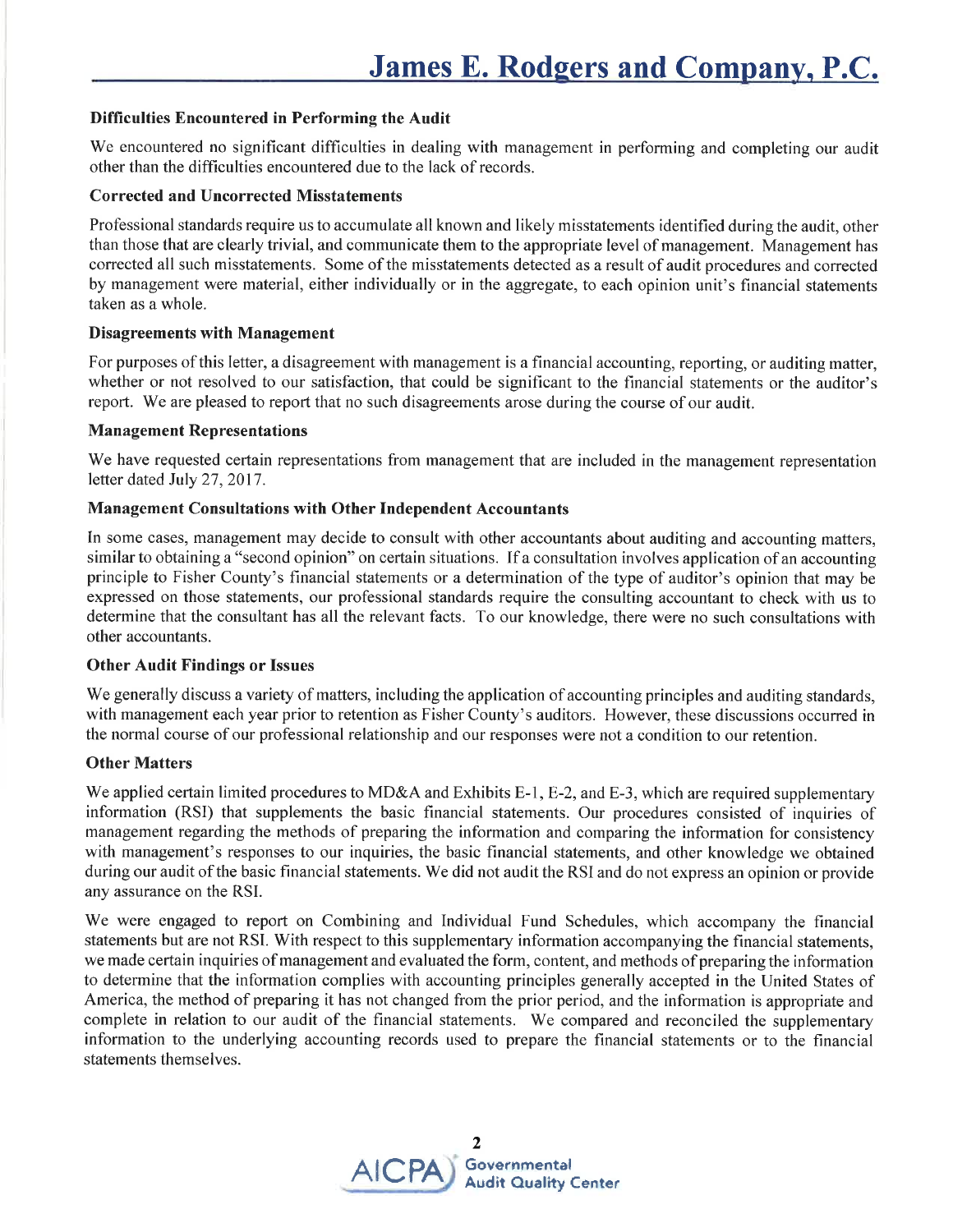#### Difficulties Encountered in Performing the Audit

We encountered no significant difficulties in dealing with management in performing and completing our audit other than the difficulties encountered due to the lack of records.

#### Corrected and Uncorrected Misstatements

Professional standards require us to accumulate all known and likely misstatements identified during the audit, other than those that are clearly trivial, and communicate them to the appropriate level of management. Management has corrected all such misstatements. Some of the misstatements detected as a result of audit procedures and corrected by management were material, either individually or in the aggregate, to each opinion unit's financial statements taken as a whole.

#### Disagreements with Management

For purposes of this letter, a disagreement with management is a financial accounting, reporting, or auditing matter, whether or not resolved to our satisfaction, that could be significant to the financial statements or the auditor's report. We are pleased to report that no such disagreements arose during the course of our audit.

#### Management Representations

We have requested certain representations from management that are included in the management representation letter dated July 27, 2017.

#### Management Consultations with Other Independent Accountants

In some cases, management may decide to consult with other accountants about auditing and accounting matters, similar to obtaining a "second opinion" on certain situations. If a consultation involves application of an accounting principle to Fisher County's financial statements or a determination of the type of auditor's opinion that may be expressed on those statements, our professional standards require the consulting accountant to check with us to determine that the consultant has all the relevant facts. To our knowledge, there were no such consultations with other accountants.

#### Other Audit Findings or Issues

We generally discuss a variety of matters, including the application of accounting principles and auditing standards, with management each year prior to retention as Fisher County's auditors. However, these discussions occurred in the normal course of our professional relationship and our responses were not a condition to our retention.

#### Other Matters

We applied certain limited procedures to MD&A and Exhibits E-1, E-2, and E-3, which are required supplementary information (RSI) that supplements the basic financial statements. Our procedures consisted of inquiries of management regarding the methods of preparing the information and comparing the information for consistency with management's responses to our inquiries, the basic financial statements, and other knowledge we obtained during our audit of the basic financial statements. We did not audit the RSI and do not express an opinion or provide any assurance on the RSI.

We were engaged to report on Combining and Individual Fund Schedules, which accompany the financial statements but are not RSI. With respect to this supplementary information accompanying the financial statements, we made certain inquiries of management and evaluated the form, content, and methods of preparing the information to determine that the information complies with accounting principles generally accepted in the United States of America, the method of preparing it has not changed from the prior period, and the information is appropriate and complete in relation to our audit of the financial statements. We compared and reconciled the supplementary information to the underlying accounting records used to prepare the financial statements or to the financial statements themselves.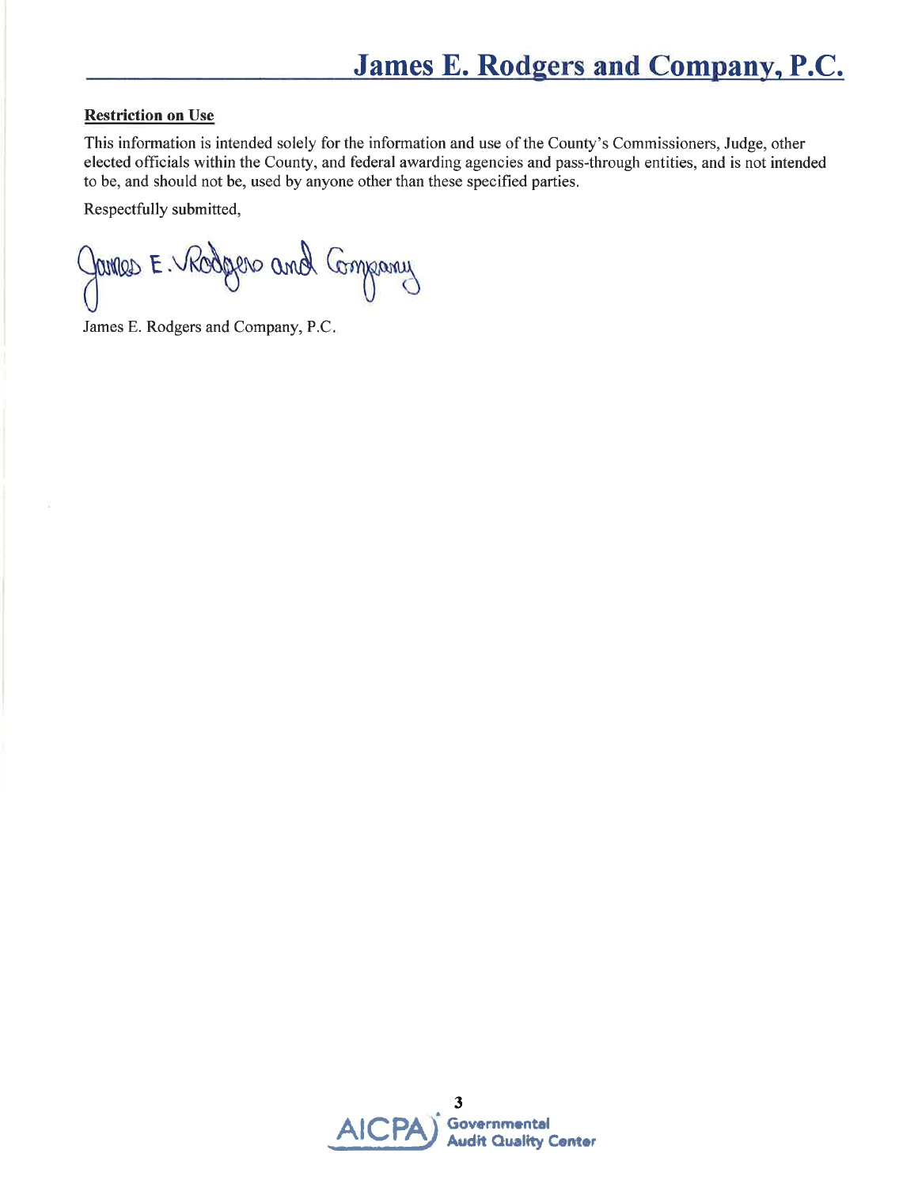**Restriction on Use**

This information is intended solely for the information and use of the County's Commissioners, Judge, other elected officials within the County, and federal awarding agencies and pass-through entities, and is not intended to be, and should not be, used by anyone other than these specified parties.

Respectfully submitted,

James E. Rodgers and Company

James E. Rodgers and Company, P.C.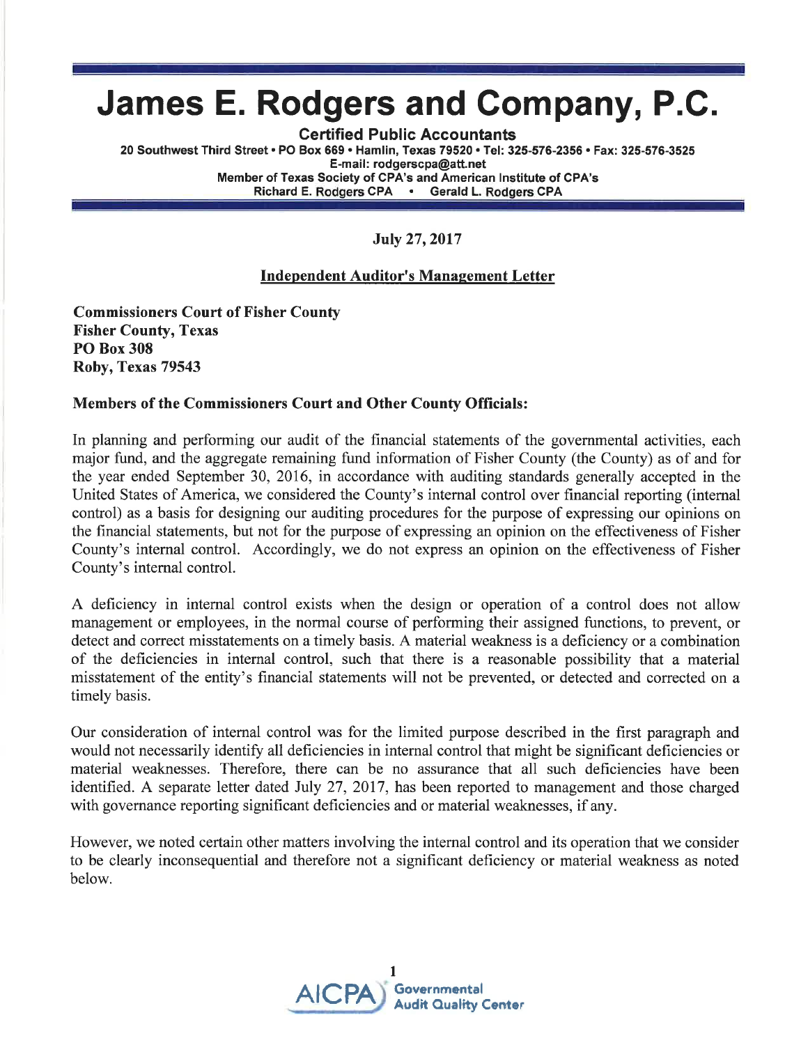# James E. Rodgers and Company, P.C.

**Certified Public Accountants**
**20 Southwest Third Street • PO Box 669 • Hamlin, Texas 79520 • Tel: 325-576-2356 • Fax: 325-576-3525**
**E-mail: rodgerscpa@att.net**
**Member of Texas Society of CPA's and American Institute of CPA's**
**Richard E. Rodgers CPA • Gerald L. Rodgers CPA**

**July 27, 2017**

**Independent Auditor's Management Letter**

**Commissioners Court of Fisher County**
**Fisher County, Texas**
**PO Box 308**
**Roby, Texas 79543**

**Members of the Commissioners Court and Other County Officials:**

In planning and performing our audit of the financial statements of the governmental activities, each major fund, and the aggregate remaining fund information of Fisher County (the County) as of and for the year ended September 30, 2016, in accordance with auditing standards generally accepted in the United States of America, we considered the County's internal control over financial reporting (internal control) as a basis for designing our auditing procedures for the purpose of expressing our opinions on the financial statements, but not for the purpose of expressing an opinion on the effectiveness of Fisher County's internal control. Accordingly, we do not express an opinion on the effectiveness of Fisher County's internal control.

A deficiency in internal control exists when the design or operation of a control does not allow management or employees, in the normal course of performing their assigned functions, to prevent, or detect and correct misstatements on a timely basis. A material weakness is a deficiency or a combination of the deficiencies in internal control, such that there is a reasonable possibility that a material misstatement of the entity's financial statements will not be prevented, or detected and corrected on a timely basis.

Our consideration of internal control was for the limited purpose described in the first paragraph and would not necessarily identify all deficiencies in internal control that might be significant deficiencies or material weaknesses. Therefore, there can be no assurance that all such deficiencies have been identified. A separate letter dated July 27, 2017, has been reported to management and those charged with governance reporting significant deficiencies and or material weaknesses, if any.

However, we noted certain other matters involving the internal control and its operation that we consider to be clearly inconsequential and therefore not a significant deficiency or material weakness as noted below.

AICPA Governmental Audit Quality Center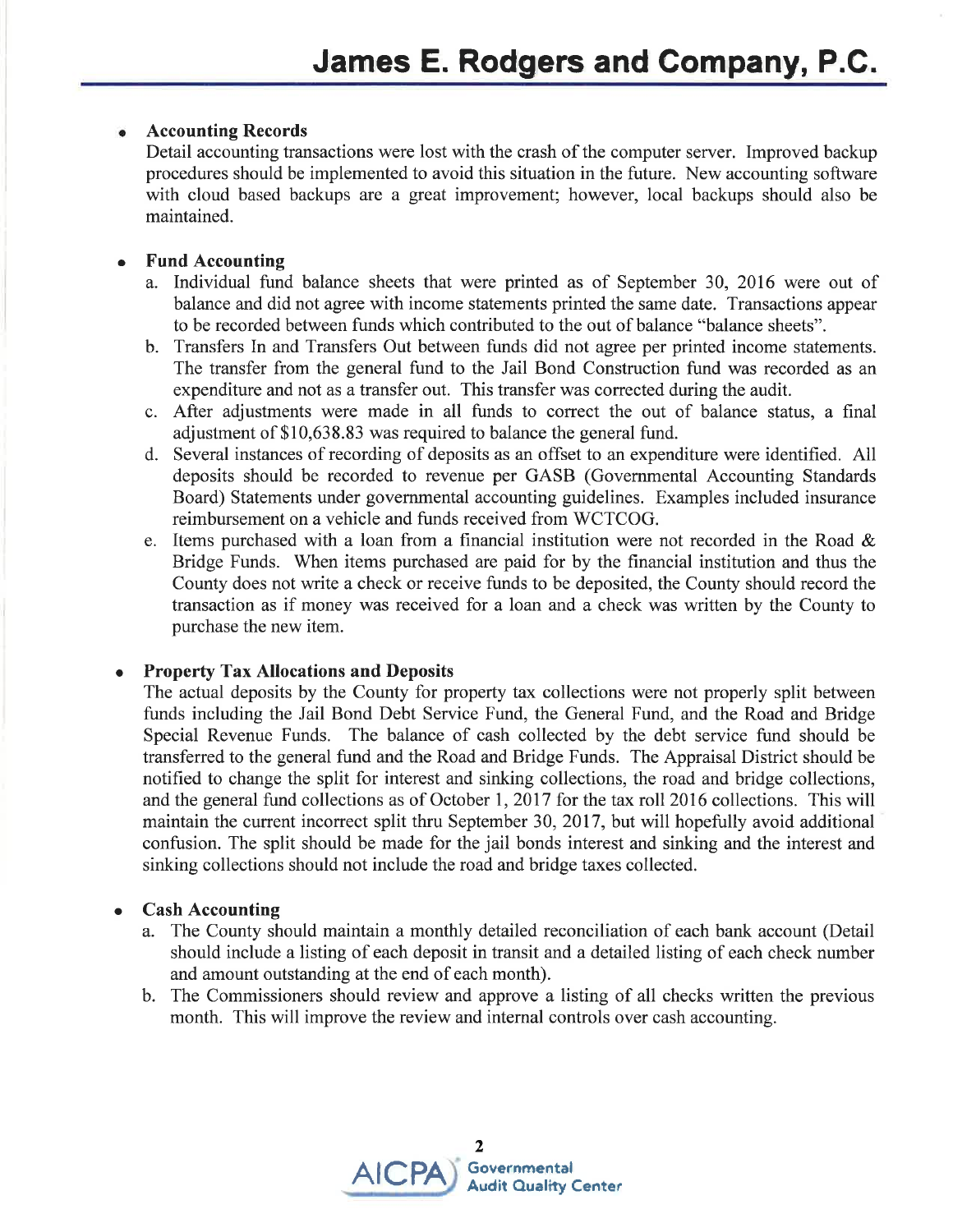- **Accounting Records**
  Detail accounting transactions were lost with the crash of the computer server. Improved backup procedures should be implemented to avoid this situation in the future. New accounting software with cloud based backups are a great improvement; however, local backups should also be maintained.

- **Fund Accounting**
  a. Individual fund balance sheets that were printed as of September 30, 2016 were out of balance and did not agree with income statements printed the same date. Transactions appear to be recorded between funds which contributed to the out of balance "balance sheets".
  b. Transfers In and Transfers Out between funds did not agree per printed income statements. The transfer from the general fund to the Jail Bond Construction fund was recorded as an expenditure and not as a transfer out. This transfer was corrected during the audit.
  c. After adjustments were made in all funds to correct the out of balance status, a final adjustment of $10,638.83 was required to balance the general fund.
  d. Several instances of recording of deposits as an offset to an expenditure were identified. All deposits should be recorded to revenue per GASB (Governmental Accounting Standards Board) Statements under governmental accounting guidelines. Examples included insurance reimbursement on a vehicle and funds received from WCTCOG.
  e. Items purchased with a loan from a financial institution were not recorded in the Road & Bridge Funds. When items purchased are paid for by the financial institution and thus the County does not write a check or receive funds to be deposited, the County should record the transaction as if money was received for a loan and a check was written by the County to purchase the new item.

- **Property Tax Allocations and Deposits**
  The actual deposits by the County for property tax collections were not properly split between funds including the Jail Bond Debt Service Fund, the General Fund, and the Road and Bridge Special Revenue Funds. The balance of cash collected by the debt service fund should be transferred to the general fund and the Road and Bridge Funds. The Appraisal District should be notified to change the split for interest and sinking collections, the road and bridge collections, and the general fund collections as of October 1, 2017 for the tax roll 2016 collections. This will maintain the current incorrect split thru September 30, 2017, but will hopefully avoid additional confusion. The split should be made for the jail bonds interest and sinking and the interest and sinking collections should not include the road and bridge taxes collected.

- **Cash Accounting**
  a. The County should maintain a monthly detailed reconciliation of each bank account (Detail should include a listing of each deposit in transit and a detailed listing of each check number and amount outstanding at the end of each month).
  b. The Commissioners should review and approve a listing of all checks written the previous month. This will improve the review and internal controls over cash accounting.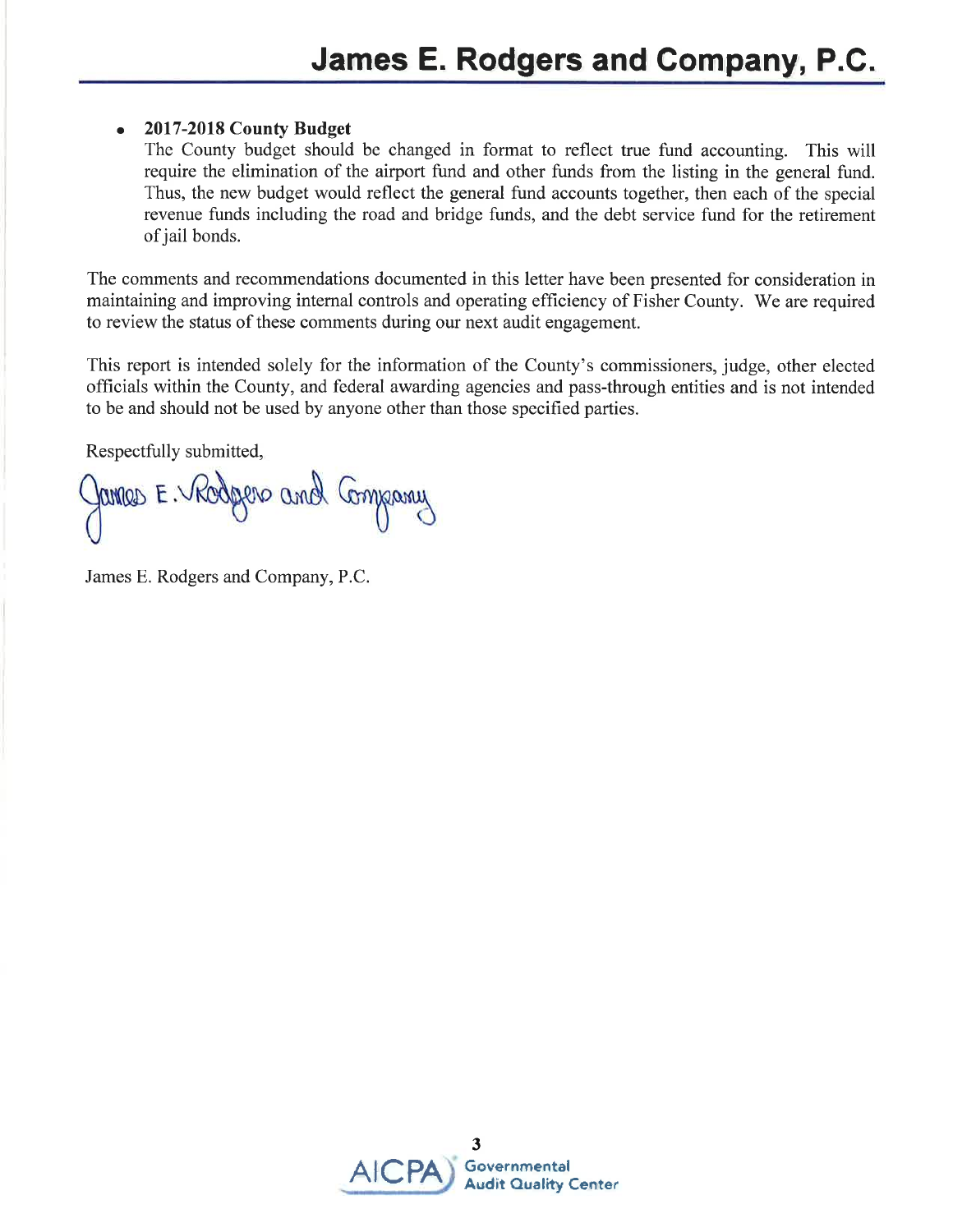- **2017-2018 County Budget**
  The County budget should be changed in format to reflect true fund accounting. This will require the elimination of the airport fund and other funds from the listing in the general fund. Thus, the new budget would reflect the general fund accounts together, then each of the special revenue funds including the road and bridge funds, and the debt service fund for the retirement of jail bonds.

The comments and recommendations documented in this letter have been presented for consideration in maintaining and improving internal controls and operating efficiency of Fisher County. We are required to review the status of these comments during our next audit engagement.

This report is intended solely for the information of the County's commissioners, judge, other elected officials within the County, and federal awarding agencies and pass-through entities and is not intended to be and should not be used by anyone other than those specified parties.

Respectfully submitted,

James E. Rodgers and Company

James E. Rodgers and Company, P.C.